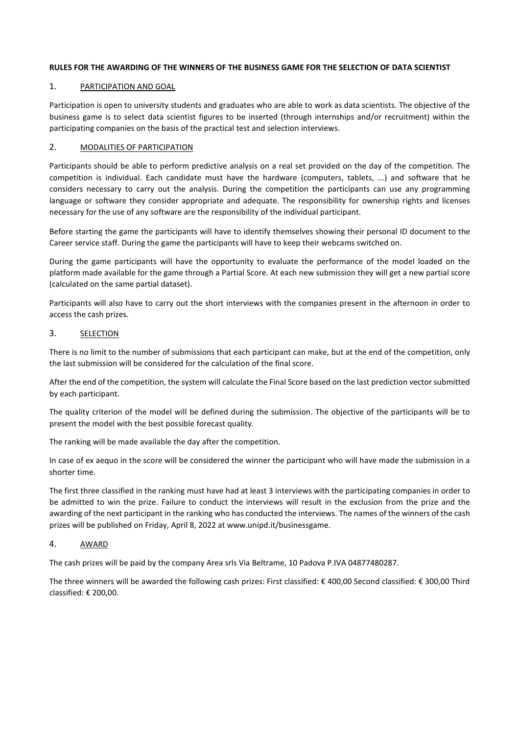**RULES FOR THE AWARDING OF THE WINNERS OF THE BUSINESS GAME FOR THE SELECTION OF DATA SCIENTIST**

## 1. PARTICIPATION AND GOAL

Participation is open to university students and graduates who are able to work as data scientists. The objective of the business game is to select data scientist figures to be inserted (through internships and/or recruitment) within the participating companies on the basis of the practical test and selection interviews.

## 2. MODALITIES OF PARTICIPATION

Participants should be able to perform predictive analysis on a real set provided on the day of the competition. The competition is individual. Each candidate must have the hardware (computers, tablets, ...) and software that he considers necessary to carry out the analysis. During the competition the participants can use any programming language or software they consider appropriate and adequate. The responsibility for ownership rights and licenses necessary for the use of any software are the responsibility of the individual participant.

Before starting the game the participants will have to identify themselves showing their personal ID document to the Career service staff. During the game the participants will have to keep their webcams switched on.

During the game participants will have the opportunity to evaluate the performance of the model loaded on the platform made available for the game through a Partial Score. At each new submission they will get a new partial score (calculated on the same partial dataset).

Participants will also have to carry out the short interviews with the companies present in the afternoon in order to access the cash prizes.

## 3. SELECTION

There is no limit to the number of submissions that each participant can make, but at the end of the competition, only the last submission will be considered for the calculation of the final score.

After the end of the competition, the system will calculate the Final Score based on the last prediction vector submitted by each participant.

The quality criterion of the model will be defined during the submission. The objective of the participants will be to present the model with the best possible forecast quality.

The ranking will be made available the day after the competition.

In case of ex aequo in the score will be considered the winner the participant who will have made the submission in a shorter time.

The first three classified in the ranking must have had at least 3 interviews with the participating companies in order to be admitted to win the prize. Failure to conduct the interviews will result in the exclusion from the prize and the awarding of the next participant in the ranking who has conducted the interviews. The names of the winners of the cash prizes will be published on Friday, April 8, 2022 at www.unipd.it/businessgame.

## 4. AWARD

The cash prizes will be paid by the company Area srls Via Beltrame, 10 Padova P.IVA 04877480287.

The three winners will be awarded the following cash prizes: First classified: € 400,00 Second classified: € 300,00 Third classified: € 200,00.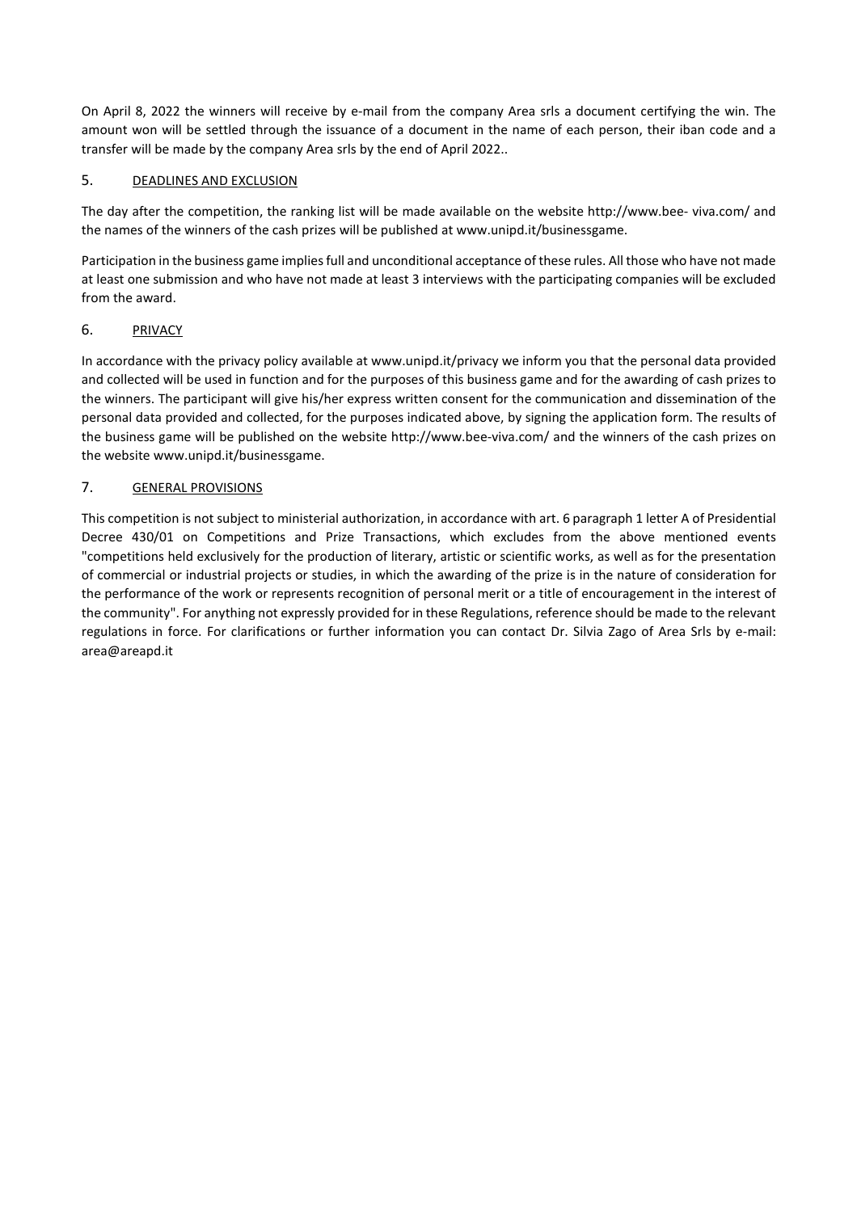On April 8, 2022 the winners will receive by e-mail from the company Area srls a document certifying the win. The amount won will be settled through the issuance of a document in the name of each person, their iban code and a transfer will be made by the company Area srls by the end of April 2022..

## 5. DEADLINES AND EXCLUSION

The day after the competition, the ranking list will be made available on the website http://www.bee- viva.com/ and the names of the winners of the cash prizes will be published at www.unipd.it/businessgame.

Participation in the business game implies full and unconditional acceptance of these rules. All those who have not made at least one submission and who have not made at least 3 interviews with the participating companies will be excluded from the award.

## 6. PRIVACY

In accordance with the privacy policy available at www.unipd.it/privacy we inform you that the personal data provided and collected will be used in function and for the purposes of this business game and for the awarding of cash prizes to the winners. The participant will give his/her express written consent for the communication and dissemination of the personal data provided and collected, for the purposes indicated above, by signing the application form. The results of the business game will be published on the website http://www.bee-viva.com/ and the winners of the cash prizes on the website www.unipd.it/businessgame.

## 7. GENERAL PROVISIONS

This competition is not subject to ministerial authorization, in accordance with art. 6 paragraph 1 letter A of Presidential Decree 430/01 on Competitions and Prize Transactions, which excludes from the above mentioned events "competitions held exclusively for the production of literary, artistic or scientific works, as well as for the presentation of commercial or industrial projects or studies, in which the awarding of the prize is in the nature of consideration for the performance of the work or represents recognition of personal merit or a title of encouragement in the interest of the community". For anything not expressly provided for in these Regulations, reference should be made to the relevant regulations in force. For clarifications or further information you can contact Dr. Silvia Zago of Area Srls by e-mail: area@areapd.it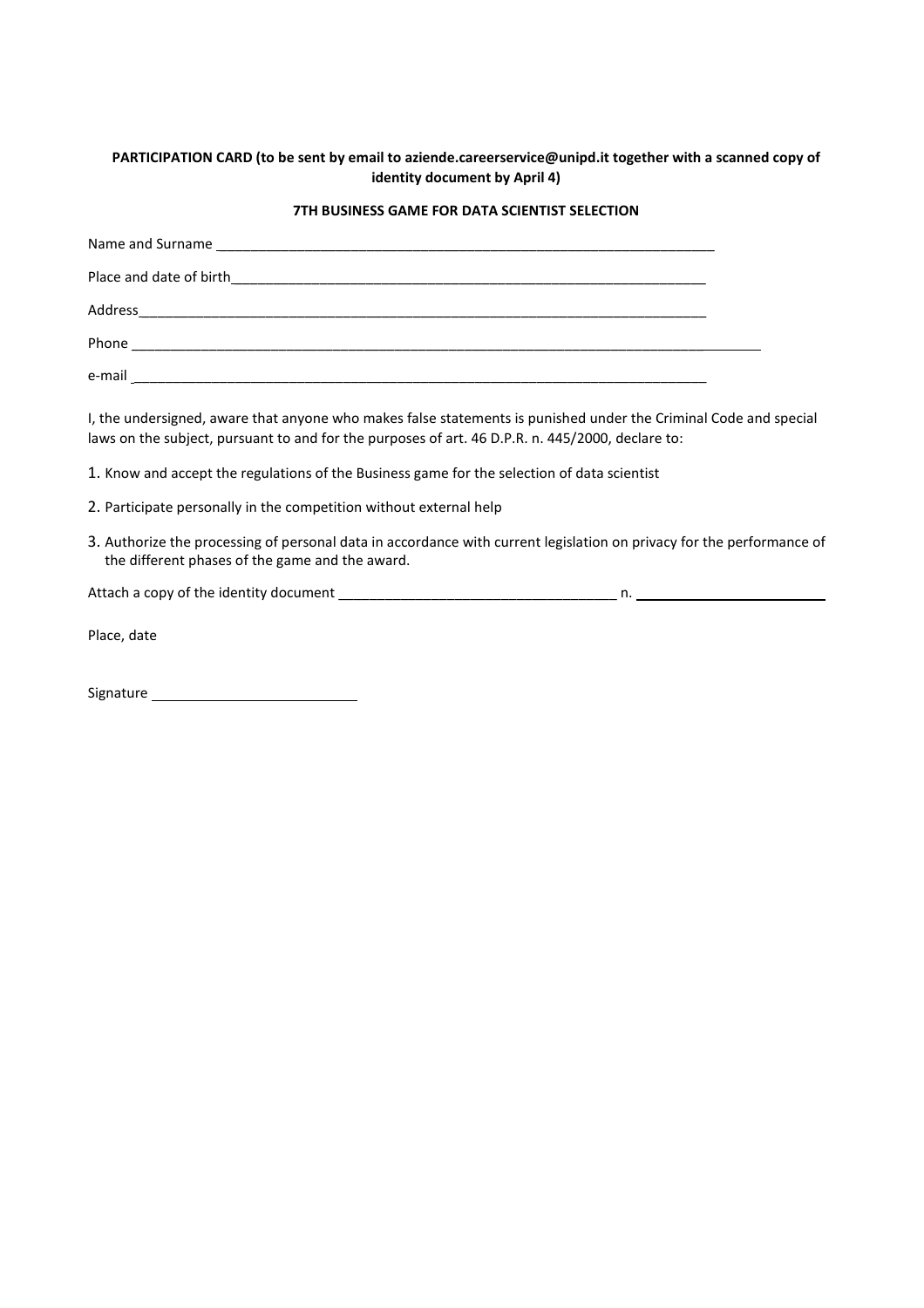**PARTICIPATION CARD (to be sent by email to aziende.careerservice@unipd.it together with a scanned copy of identity document by April 4)**

**7TH BUSINESS GAME FOR DATA SCIENTIST SELECTION**

Name and Surname ___________________________________________________________________

Place and date of birth_________________________________________________________________

Address______________________________________________________________________________

Phone ______________________________________________________________________________________

e-mail ______________________________________________________________________________

I, the undersigned, aware that anyone who makes false statements is punished under the Criminal Code and special laws on the subject, pursuant to and for the purposes of art. 46 D.P.R. n. 445/2000, declare to:

1. Know and accept the regulations of the Business game for the selection of data scientist
2. Participate personally in the competition without external help
3. Authorize the processing of personal data in accordance with current legislation on privacy for the performance of the different phases of the game and the award.

Attach a copy of the identity document ___________________________________ n. ________________________

Place, date

Signature ___________________________